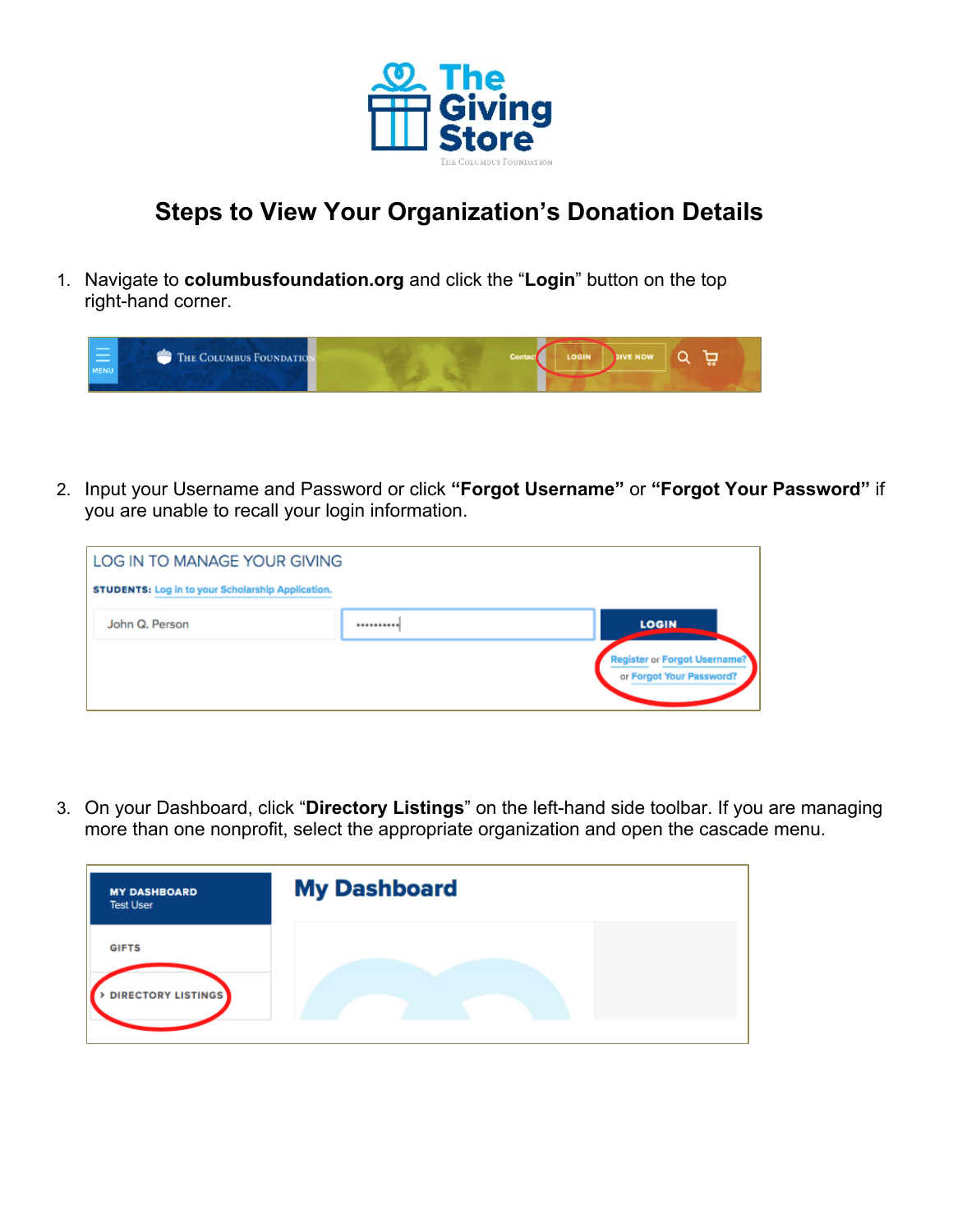# Steps to View Your Organization's Donation Details

1. Navigate to **columbusfoundation.org** and click the "**Login**" button on the top right-hand corner.

2. Input your Username and Password or click **"Forgot Username"** or **"Forgot Your Password"** if you are unable to recall your login information.

3. On your Dashboard, click "**Directory Listings**" on the left-hand side toolbar. If you are managing more than one nonprofit, select the appropriate organization and open the cascade menu.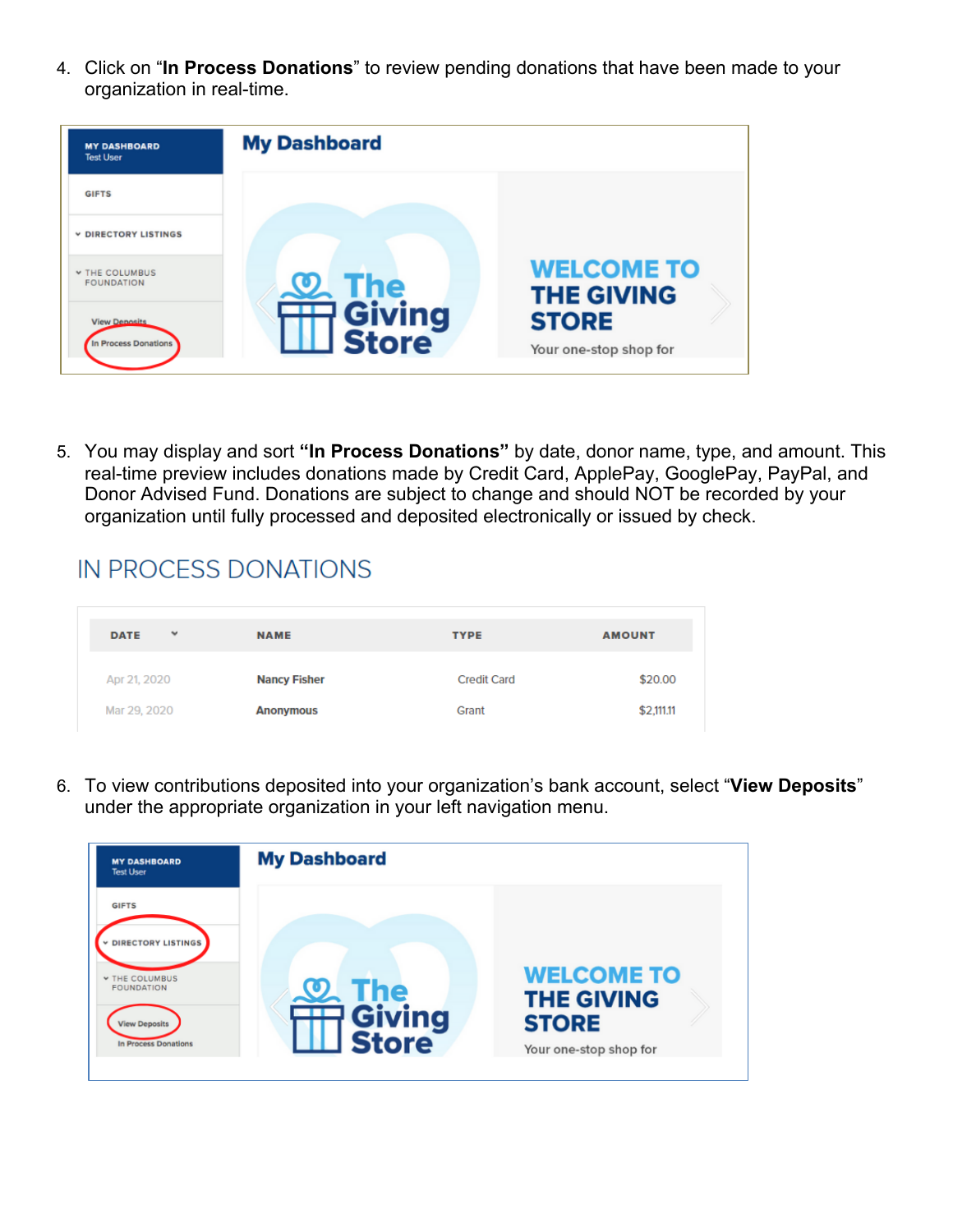4. Click on "**In Process Donations**" to review pending donations that have been made to your organization in real-time.

5. You may display and sort **"In Process Donations"** by date, donor name, type, and amount. This real-time preview includes donations made by Credit Card, ApplePay, GooglePay, PayPal, and Donor Advised Fund. Donations are subject to change and should NOT be recorded by your organization until fully processed and deposited electronically or issued by check.

IN PROCESS DONATIONS

| DATE | NAME | TYPE | AMOUNT |
|---|---|---|---|
| Apr 21, 2020 | Nancy Fisher | Credit Card | $20.00 |
| Mar 29, 2020 | Anonymous | Grant | $2,111.11 |

6. To view contributions deposited into your organization's bank account, select "**View Deposits**" under the appropriate organization in your left navigation menu.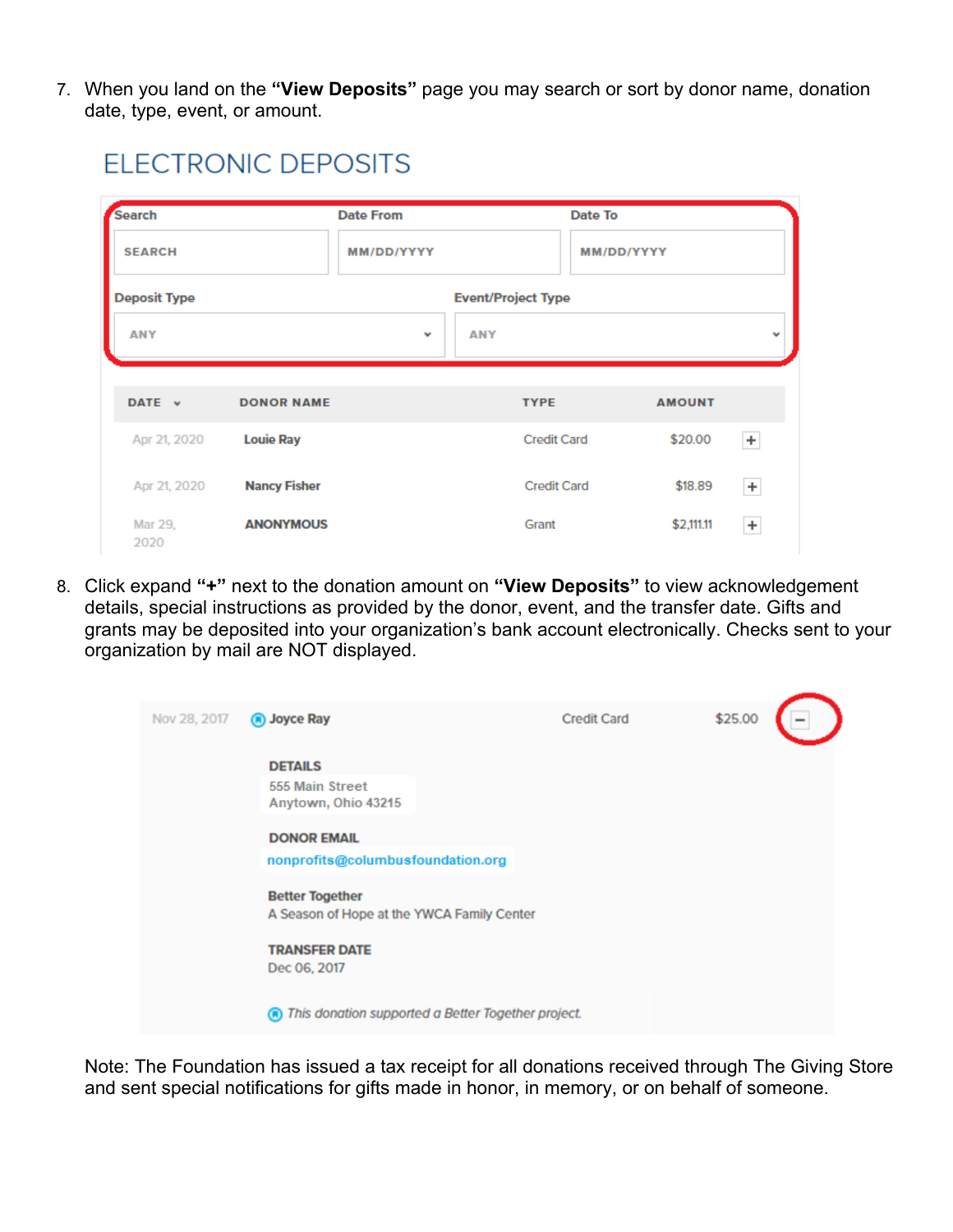7. When you land on the **"View Deposits"** page you may search or sort by donor name, donation date, type, event, or amount.

## ELECTRONIC DEPOSITS

Search: SEARCH | Date From: MM/DD/YYYY | Date To: MM/DD/YYYY

Deposit Type: ANY | Event/Project Type: ANY

| DATE | DONOR NAME | TYPE | AMOUNT | |
|---|---|---|---|---|
| Apr 21, 2020 | Louie Ray | Credit Card | $20.00 | + |
| Apr 21, 2020 | Nancy Fisher | Credit Card | $18.89 | + |
| Mar 29, 2020 | ANONYMOUS | Grant | $2,111.11 | + |

8. Click expand **"+"** next to the donation amount on **"View Deposits"** to view acknowledgement details, special instructions as provided by the donor, event, and the transfer date. Gifts and grants may be deposited into your organization's bank account electronically. Checks sent to your organization by mail are NOT displayed.

| | | | | |
|---|---|---|---|---|
| Nov 28, 2017 | Joyce Ray | Credit Card | $25.00 | − |

**DETAILS**
555 Main Street
Anytown, Ohio 43215

**DONOR EMAIL**
nonprofits@columbusfoundation.org

**Better Together**
A Season of Hope at the YWCA Family Center

**TRANSFER DATE**
Dec 06, 2017

*This donation supported a Better Together project.*

Note: The Foundation has issued a tax receipt for all donations received through The Giving Store and sent special notifications for gifts made in honor, in memory, or on behalf of someone.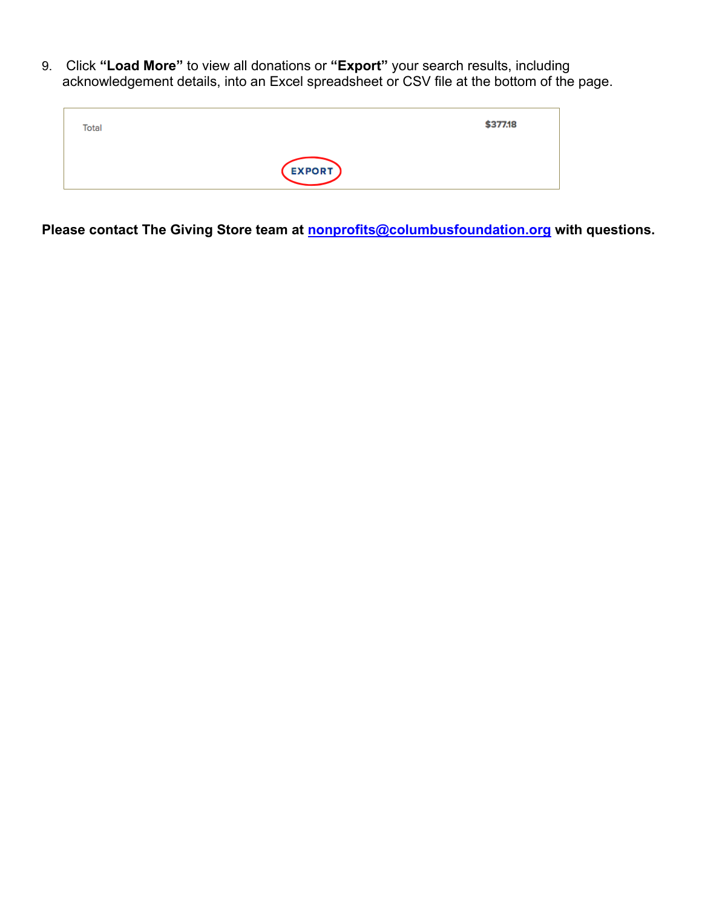9. Click **"Load More"** to view all donations or **"Export"** your search results, including acknowledgement details, into an Excel spreadsheet or CSV file at the bottom of the page.

Total

$377.18

EXPORT

**Please contact The Giving Store team at [nonprofits@columbusfoundation.org](mailto:nonprofits@columbusfoundation.org) with questions.**